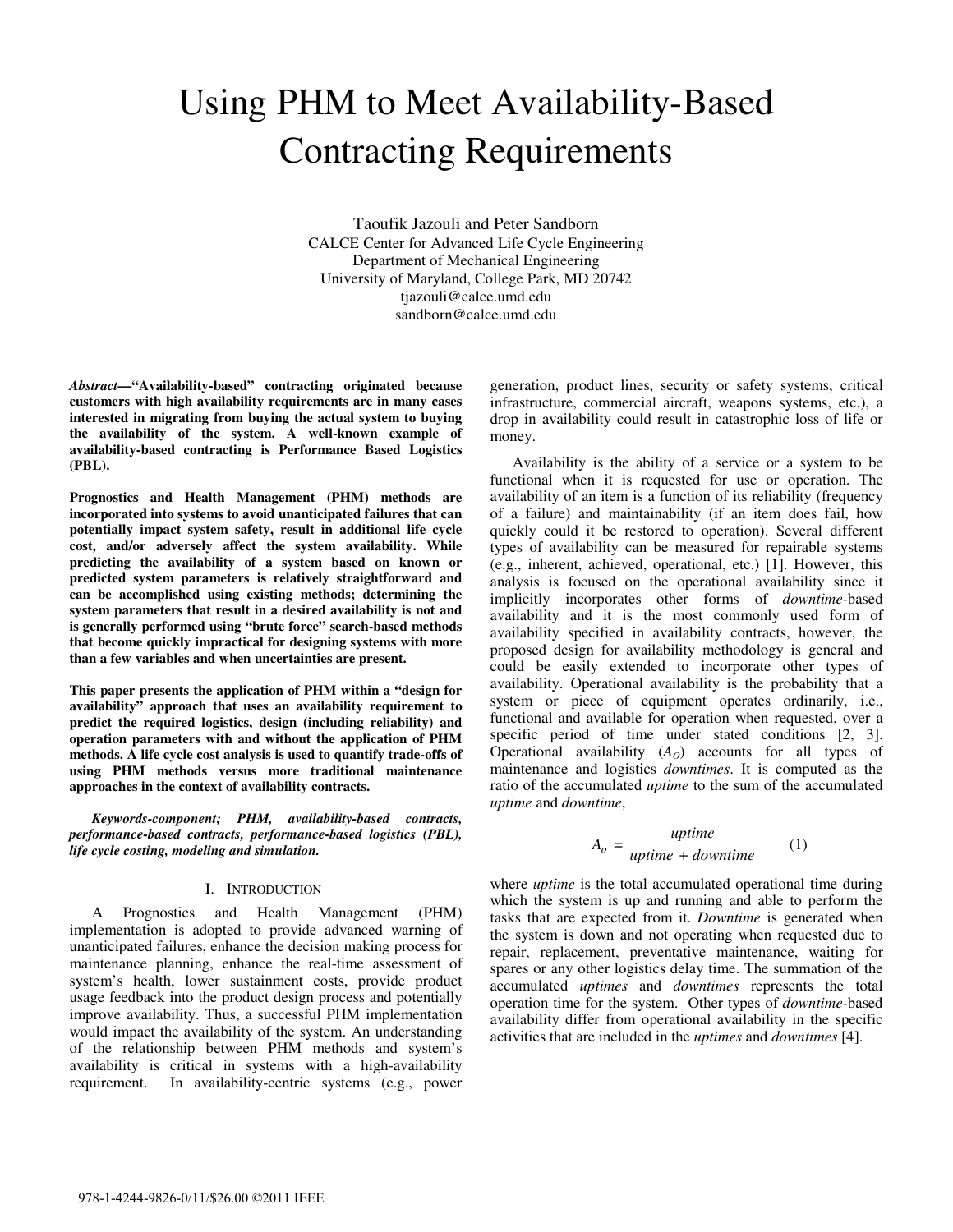# Using PHM to Meet Availability-Based Contracting Requirements

Taoufik Jazouli and Peter Sandborn
CALCE Center for Advanced Life Cycle Engineering
Department of Mechanical Engineering
University of Maryland, College Park, MD 20742
tjazouli@calce.umd.edu
sandborn@calce.umd.edu

***Abstract*—"Availability-based" contracting originated because customers with high availability requirements are in many cases interested in migrating from buying the actual system to buying the availability of the system. A well-known example of availability-based contracting is Performance Based Logistics (PBL).**

**Prognostics and Health Management (PHM) methods are incorporated into systems to avoid unanticipated failures that can potentially impact system safety, result in additional life cycle cost, and/or adversely affect the system availability. While predicting the availability of a system based on known or predicted system parameters is relatively straightforward and can be accomplished using existing methods; determining the system parameters that result in a desired availability is not and is generally performed using "brute force" search-based methods that become quickly impractical for designing systems with more than a few variables and when uncertainties are present.**

**This paper presents the application of PHM within a "design for availability" approach that uses an availability requirement to predict the required logistics, design (including reliability) and operation parameters with and without the application of PHM methods. A life cycle cost analysis is used to quantify trade-offs of using PHM methods versus more traditional maintenance approaches in the context of availability contracts.**

***Keywords-component; PHM, availability-based contracts, performance-based contracts, performance-based logistics (PBL), life cycle costing, modeling and simulation.***

## I. Introduction

A Prognostics and Health Management (PHM) implementation is adopted to provide advanced warning of unanticipated failures, enhance the decision making process for maintenance planning, enhance the real-time assessment of system's health, lower sustainment costs, provide product usage feedback into the product design process and potentially improve availability. Thus, a successful PHM implementation would impact the availability of the system. An understanding of the relationship between PHM methods and system's availability is critical in systems with a high-availability requirement. In availability-centric systems (e.g., power generation, product lines, security or safety systems, critical infrastructure, commercial aircraft, weapons systems, etc.), a drop in availability could result in catastrophic loss of life or money.

Availability is the ability of a service or a system to be functional when it is requested for use or operation. The availability of an item is a function of its reliability (frequency of a failure) and maintainability (if an item does fail, how quickly could it be restored to operation). Several different types of availability can be measured for repairable systems (e.g., inherent, achieved, operational, etc.) [1]. However, this analysis is focused on the operational availability since it implicitly incorporates other forms of *downtime*-based availability and it is the most commonly used form of availability specified in availability contracts, however, the proposed design for availability methodology is general and could be easily extended to incorporate other types of availability. Operational availability is the probability that a system or piece of equipment operates ordinarily, i.e., functional and available for operation when requested, over a specific period of time under stated conditions [2, 3]. Operational availability ($A_O$) accounts for all types of maintenance and logistics *downtimes*. It is computed as the ratio of the accumulated *uptime* to the sum of the accumulated *uptime* and *downtime*,

$$A_o = \frac{uptime}{uptime + downtime} \qquad (1)$$

where *uptime* is the total accumulated operational time during which the system is up and running and able to perform the tasks that are expected from it. *Downtime* is generated when the system is down and not operating when requested due to repair, replacement, preventative maintenance, waiting for spares or any other logistics delay time. The summation of the accumulated *uptimes* and *downtimes* represents the total operation time for the system. Other types of *downtime*-based availability differ from operational availability in the specific activities that are included in the *uptimes* and *downtimes* [4].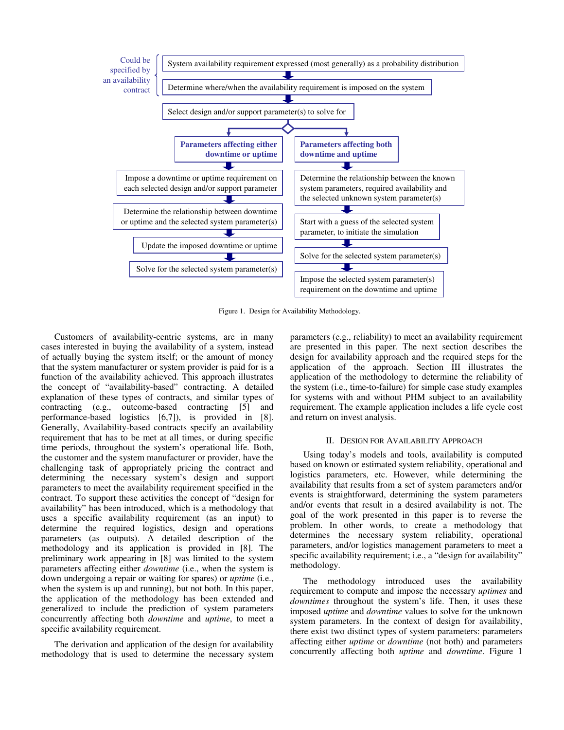Could be specified by an availability contract

System availability requirement expressed (most generally) as a probability distribution

Determine where/when the availability requirement is imposed on the system

Select design and/or support parameter(s) to solve for

**Parameters affecting either downtime or uptime**

Impose a downtime or uptime requirement on each selected design and/or support parameter

Determine the relationship between downtime or uptime and the selected system parameter(s)

Update the imposed downtime or uptime

Solve for the selected system parameter(s)

**Parameters affecting both downtime and uptime**

Determine the relationship between the known system parameters, required availability and the selected unknown system parameter(s)

Start with a guess of the selected system parameter, to initiate the simulation

Solve for the selected system parameter(s)

Impose the selected system parameter(s) requirement on the downtime and uptime

Figure 1. Design for Availability Methodology.

Customers of availability-centric systems, are in many cases interested in buying the availability of a system, instead of actually buying the system itself; or the amount of money that the system manufacturer or system provider is paid for is a function of the availability achieved. This approach illustrates the concept of "availability-based" contracting. A detailed explanation of these types of contracts, and similar types of contracting (e.g., outcome-based contracting [5] and performance-based logistics [6,7]), is provided in [8]. Generally, Availability-based contracts specify an availability requirement that has to be met at all times, or during specific time periods, throughout the system's operational life. Both, the customer and the system manufacturer or provider, have the challenging task of appropriately pricing the contract and determining the necessary system's design and support parameters to meet the availability requirement specified in the contract. To support these activities the concept of "design for availability" has been introduced, which is a methodology that uses a specific availability requirement (as an input) to determine the required logistics, design and operations parameters (as outputs). A detailed description of the methodology and its application is provided in [8]. The preliminary work appearing in [8] was limited to the system parameters affecting either *downtime* (i.e., when the system is down undergoing a repair or waiting for spares) or *uptime* (i.e., when the system is up and running), but not both. In this paper, the application of the methodology has been extended and generalized to include the prediction of system parameters concurrently affecting both *downtime* and *uptime*, to meet a specific availability requirement.

The derivation and application of the design for availability methodology that is used to determine the necessary system parameters (e.g., reliability) to meet an availability requirement are presented in this paper. The next section describes the design for availability approach and the required steps for the application of the approach. Section III illustrates the application of the methodology to determine the reliability of the system (i.e., time-to-failure) for simple case study examples for systems with and without PHM subject to an availability requirement. The example application includes a life cycle cost and return on invest analysis.

## II. Design for Availability Approach

Using today's models and tools, availability is computed based on known or estimated system reliability, operational and logistics parameters, etc. However, while determining the availability that results from a set of system parameters and/or events is straightforward, determining the system parameters and/or events that result in a desired availability is not. The goal of the work presented in this paper is to reverse the problem. In other words, to create a methodology that determines the necessary system reliability, operational parameters, and/or logistics management parameters to meet a specific availability requirement; i.e., a "design for availability" methodology.

The methodology introduced uses the availability requirement to compute and impose the necessary *uptimes* and *downtimes* throughout the system's life. Then, it uses these imposed *uptime* and *downtime* values to solve for the unknown system parameters. In the context of design for availability, there exist two distinct types of system parameters: parameters affecting either *uptime* or *downtime* (not both) and parameters concurrently affecting both *uptime* and *downtime*. Figure 1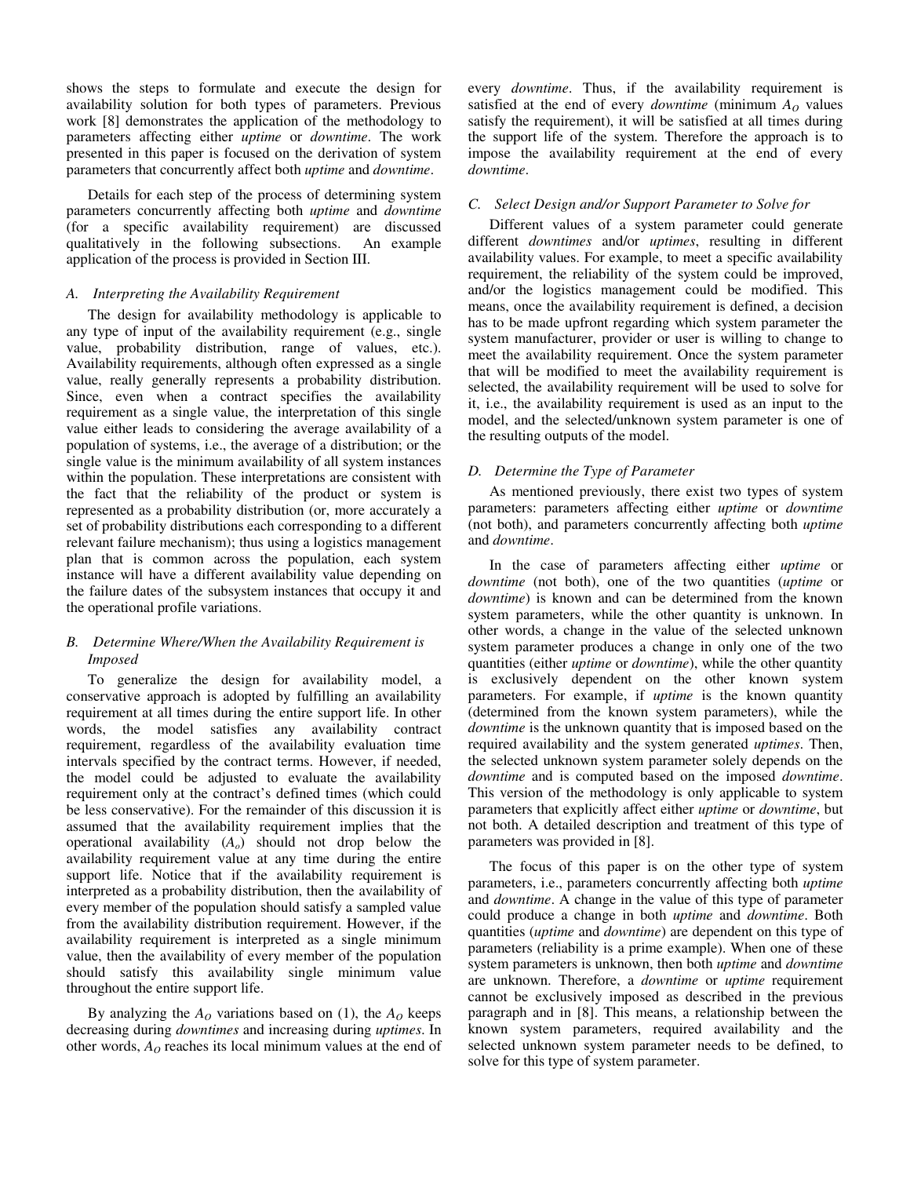shows the steps to formulate and execute the design for availability solution for both types of parameters. Previous work [8] demonstrates the application of the methodology to parameters affecting either *uptime* or *downtime*. The work presented in this paper is focused on the derivation of system parameters that concurrently affect both *uptime* and *downtime*.

Details for each step of the process of determining system parameters concurrently affecting both *uptime* and *downtime* (for a specific availability requirement) are discussed qualitatively in the following subsections. An example application of the process is provided in Section III.

### *A. Interpreting the Availability Requirement*

The design for availability methodology is applicable to any type of input of the availability requirement (e.g., single value, probability distribution, range of values, etc.). Availability requirements, although often expressed as a single value, really generally represents a probability distribution. Since, even when a contract specifies the availability requirement as a single value, the interpretation of this single value either leads to considering the average availability of a population of systems, i.e., the average of a distribution; or the single value is the minimum availability of all system instances within the population. These interpretations are consistent with the fact that the reliability of the product or system is represented as a probability distribution (or, more accurately a set of probability distributions each corresponding to a different relevant failure mechanism); thus using a logistics management plan that is common across the population, each system instance will have a different availability value depending on the failure dates of the subsystem instances that occupy it and the operational profile variations.

### *B. Determine Where/When the Availability Requirement is Imposed*

To generalize the design for availability model, a conservative approach is adopted by fulfilling an availability requirement at all times during the entire support life. In other words, the model satisfies any availability contract requirement, regardless of the availability evaluation time intervals specified by the contract terms. However, if needed, the model could be adjusted to evaluate the availability requirement only at the contract's defined times (which could be less conservative). For the remainder of this discussion it is assumed that the availability requirement implies that the operational availability ($A_o$) should not drop below the availability requirement value at any time during the entire support life. Notice that if the availability requirement is interpreted as a probability distribution, then the availability of every member of the population should satisfy a sampled value from the availability distribution requirement. However, if the availability requirement is interpreted as a single minimum value, then the availability of every member of the population should satisfy this availability single minimum value throughout the entire support life.

By analyzing the $A_O$ variations based on (1), the $A_O$ keeps decreasing during *downtimes* and increasing during *uptimes.* In other words, $A_O$ reaches its local minimum values at the end of every *downtime*. Thus, if the availability requirement is satisfied at the end of every *downtime* (minimum $A_O$ values satisfy the requirement), it will be satisfied at all times during the support life of the system. Therefore the approach is to impose the availability requirement at the end of every *downtime*.

### *C. Select Design and/or Support Parameter to Solve for*

Different values of a system parameter could generate different *downtimes* and/or *uptimes*, resulting in different availability values. For example, to meet a specific availability requirement, the reliability of the system could be improved, and/or the logistics management could be modified. This means, once the availability requirement is defined, a decision has to be made upfront regarding which system parameter the system manufacturer, provider or user is willing to change to meet the availability requirement. Once the system parameter that will be modified to meet the availability requirement is selected, the availability requirement will be used to solve for it, i.e., the availability requirement is used as an input to the model, and the selected/unknown system parameter is one of the resulting outputs of the model.

### *D. Determine the Type of Parameter*

As mentioned previously, there exist two types of system parameters: parameters affecting either *uptime* or *downtime* (not both), and parameters concurrently affecting both *uptime* and *downtime*.

In the case of parameters affecting either *uptime* or *downtime* (not both), one of the two quantities (*uptime* or *downtime*) is known and can be determined from the known system parameters, while the other quantity is unknown. In other words, a change in the value of the selected unknown system parameter produces a change in only one of the two quantities (either *uptime* or *downtime*), while the other quantity is exclusively dependent on the other known system parameters. For example, if *uptime* is the known quantity (determined from the known system parameters), while the *downtime* is the unknown quantity that is imposed based on the required availability and the system generated *uptimes*. Then, the selected unknown system parameter solely depends on the *downtime* and is computed based on the imposed *downtime*. This version of the methodology is only applicable to system parameters that explicitly affect either *uptime* or *downtime*, but not both. A detailed description and treatment of this type of parameters was provided in [8].

The focus of this paper is on the other type of system parameters, i.e., parameters concurrently affecting both *uptime* and *downtime*. A change in the value of this type of parameter could produce a change in both *uptime* and *downtime*. Both quantities (*uptime* and *downtime*) are dependent on this type of parameters (reliability is a prime example). When one of these system parameters is unknown, then both *uptime* and *downtime* are unknown. Therefore, a *downtime* or *uptime* requirement cannot be exclusively imposed as described in the previous paragraph and in [8]. This means, a relationship between the known system parameters, required availability and the selected unknown system parameter needs to be defined, to solve for this type of system parameter.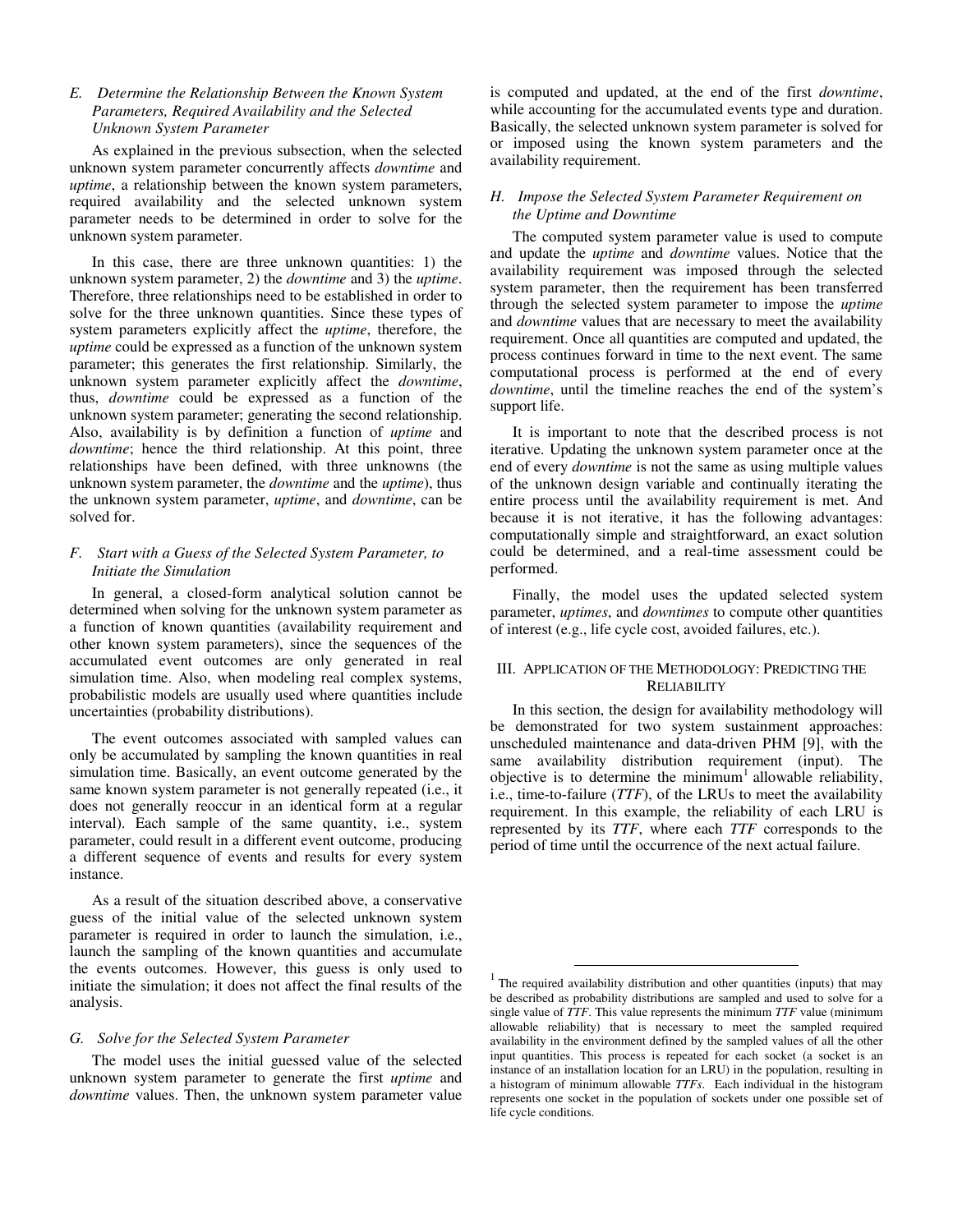### E. Determine the Relationship Between the Known System Parameters, Required Availability and the Selected Unknown System Parameter

As explained in the previous subsection, when the selected unknown system parameter concurrently affects *downtime* and *uptime*, a relationship between the known system parameters, required availability and the selected unknown system parameter needs to be determined in order to solve for the unknown system parameter.

In this case, there are three unknown quantities: 1) the unknown system parameter, 2) the *downtime* and 3) the *uptime*. Therefore, three relationships need to be established in order to solve for the three unknown quantities. Since these types of system parameters explicitly affect the *uptime*, therefore, the *uptime* could be expressed as a function of the unknown system parameter; this generates the first relationship. Similarly, the unknown system parameter explicitly affect the *downtime*, thus, *downtime* could be expressed as a function of the unknown system parameter; generating the second relationship. Also, availability is by definition a function of *uptime* and *downtime*; hence the third relationship. At this point, three relationships have been defined, with three unknowns (the unknown system parameter, the *downtime* and the *uptime*), thus the unknown system parameter, *uptime*, and *downtime*, can be solved for.

### F. Start with a Guess of the Selected System Parameter, to Initiate the Simulation

In general, a closed-form analytical solution cannot be determined when solving for the unknown system parameter as a function of known quantities (availability requirement and other known system parameters), since the sequences of the accumulated event outcomes are only generated in real simulation time. Also, when modeling real complex systems, probabilistic models are usually used where quantities include uncertainties (probability distributions).

The event outcomes associated with sampled values can only be accumulated by sampling the known quantities in real simulation time. Basically, an event outcome generated by the same known system parameter is not generally repeated (i.e., it does not generally reoccur in an identical form at a regular interval). Each sample of the same quantity, i.e., system parameter, could result in a different event outcome, producing a different sequence of events and results for every system instance.

As a result of the situation described above, a conservative guess of the initial value of the selected unknown system parameter is required in order to launch the simulation, i.e., launch the sampling of the known quantities and accumulate the events outcomes. However, this guess is only used to initiate the simulation; it does not affect the final results of the analysis.

### G. Solve for the Selected System Parameter

The model uses the initial guessed value of the selected unknown system parameter to generate the first *uptime* and *downtime* values. Then, the unknown system parameter value is computed and updated, at the end of the first *downtime*, while accounting for the accumulated events type and duration. Basically, the selected unknown system parameter is solved for or imposed using the known system parameters and the availability requirement.

### H. Impose the Selected System Parameter Requirement on the Uptime and Downtime

The computed system parameter value is used to compute and update the *uptime* and *downtime* values. Notice that the availability requirement was imposed through the selected system parameter, then the requirement has been transferred through the selected system parameter to impose the *uptime* and *downtime* values that are necessary to meet the availability requirement. Once all quantities are computed and updated, the process continues forward in time to the next event. The same computational process is performed at the end of every *downtime*, until the timeline reaches the end of the system's support life.

It is important to note that the described process is not iterative. Updating the unknown system parameter once at the end of every *downtime* is not the same as using multiple values of the unknown design variable and continually iterating the entire process until the availability requirement is met. And because it is not iterative, it has the following advantages: computationally simple and straightforward, an exact solution could be determined, and a real-time assessment could be performed.

Finally, the model uses the updated selected system parameter, *uptimes*, and *downtimes* to compute other quantities of interest (e.g., life cycle cost, avoided failures, etc.).

## III. Application of the Methodology: Predicting the Reliability

In this section, the design for availability methodology will be demonstrated for two system sustainment approaches: unscheduled maintenance and data-driven PHM [9], with the same availability distribution requirement (input). The objective is to determine the minimum[1] allowable reliability, i.e., time-to-failure (*TTF*), of the LRUs to meet the availability requirement. In this example, the reliability of each LRU is represented by its *TTF*, where each *TTF* corresponds to the period of time until the occurrence of the next actual failure.

[1] The required availability distribution and other quantities (inputs) that may be described as probability distributions are sampled and used to solve for a single value of *TTF*. This value represents the minimum *TTF* value (minimum allowable reliability) that is necessary to meet the sampled required availability in the environment defined by the sampled values of all the other input quantities. This process is repeated for each socket (a socket is an instance of an installation location for an LRU) in the population, resulting in a histogram of minimum allowable *TTFs*. Each individual in the histogram represents one socket in the population of sockets under one possible set of life cycle conditions.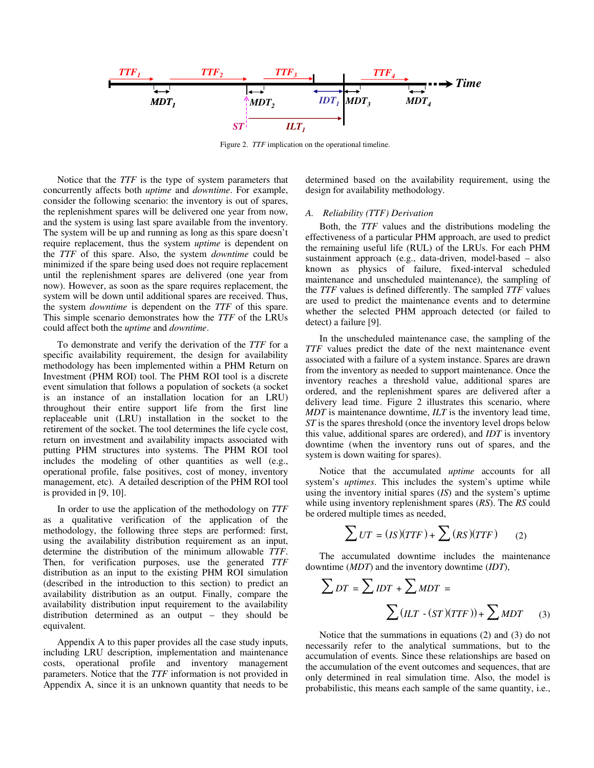Figure 2. *TTF* implication on the operational timeline.

Notice that the *TTF* is the type of system parameters that concurrently affects both *uptime* and *downtime*. For example, consider the following scenario: the inventory is out of spares, the replenishment spares will be delivered one year from now, and the system is using last spare available from the inventory. The system will be up and running as long as this spare doesn't require replacement, thus the system *uptime* is dependent on the *TTF* of this spare. Also, the system *downtime* could be minimized if the spare being used does not require replacement until the replenishment spares are delivered (one year from now). However, as soon as the spare requires replacement, the system will be down until additional spares are received. Thus, the system *downtime* is dependent on the *TTF* of this spare. This simple scenario demonstrates how the *TTF* of the LRUs could affect both the *uptime* and *downtime*.

To demonstrate and verify the derivation of the *TTF* for a specific availability requirement, the design for availability methodology has been implemented within a PHM Return on Investment (PHM ROI) tool. The PHM ROI tool is a discrete event simulation that follows a population of sockets (a socket is an instance of an installation location for an LRU) throughout their entire support life from the first line replaceable unit (LRU) installation in the socket to the retirement of the socket. The tool determines the life cycle cost, return on investment and availability impacts associated with putting PHM structures into systems. The PHM ROI tool includes the modeling of other quantities as well (e.g., operational profile, false positives, cost of money, inventory management, etc). A detailed description of the PHM ROI tool is provided in [9, 10].

In order to use the application of the methodology on *TTF* as a qualitative verification of the application of the methodology, the following three steps are performed: first, using the availability distribution requirement as an input, determine the distribution of the minimum allowable *TTF*. Then, for verification purposes, use the generated *TTF* distribution as an input to the existing PHM ROI simulation (described in the introduction to this section) to predict an availability distribution as an output. Finally, compare the availability distribution input requirement to the availability distribution determined as an output – they should be equivalent.

Appendix A to this paper provides all the case study inputs, including LRU description, implementation and maintenance costs, operational profile and inventory management parameters. Notice that the *TTF* information is not provided in Appendix A, since it is an unknown quantity that needs to be determined based on the availability requirement, using the design for availability methodology.

### A. Reliability (TTF) Derivation

Both, the *TTF* values and the distributions modeling the effectiveness of a particular PHM approach, are used to predict the remaining useful life (RUL) of the LRUs. For each PHM sustainment approach (e.g., data-driven, model-based – also known as physics of failure, fixed-interval scheduled maintenance and unscheduled maintenance), the sampling of the *TTF* values is defined differently. The sampled *TTF* values are used to predict the maintenance events and to determine whether the selected PHM approach detected (or failed to detect) a failure [9].

In the unscheduled maintenance case, the sampling of the *TTF* values predict the date of the next maintenance event associated with a failure of a system instance. Spares are drawn from the inventory as needed to support maintenance. Once the inventory reaches a threshold value, additional spares are ordered, and the replenishment spares are delivered after a delivery lead time. Figure 2 illustrates this scenario, where *MDT* is maintenance downtime, *ILT* is the inventory lead time, *ST* is the spares threshold (once the inventory level drops below this value, additional spares are ordered), and *IDT* is inventory downtime (when the inventory runs out of spares, and the system is down waiting for spares).

Notice that the accumulated *uptime* accounts for all system's *uptimes*. This includes the system's uptime while using the inventory initial spares (*IS*) and the system's uptime while using inventory replenishment spares (*RS*). The *RS* could be ordered multiple times as needed,

$$\sum UT = (IS)(TTF) + \sum (RS)(TTF) \qquad (2)$$

The accumulated downtime includes the maintenance downtime (*MDT*) and the inventory downtime (*IDT*),

$$\sum DT = \sum IDT + \sum MDT = \sum (ILT - (ST)(TTF)) + \sum MDT \qquad (3)$$

Notice that the summations in equations (2) and (3) do not necessarily refer to the analytical summations, but to the accumulation of events. Since these relationships are based on the accumulation of the event outcomes and sequences, that are only determined in real simulation time. Also, the model is probabilistic, this means each sample of the same quantity, i.e.,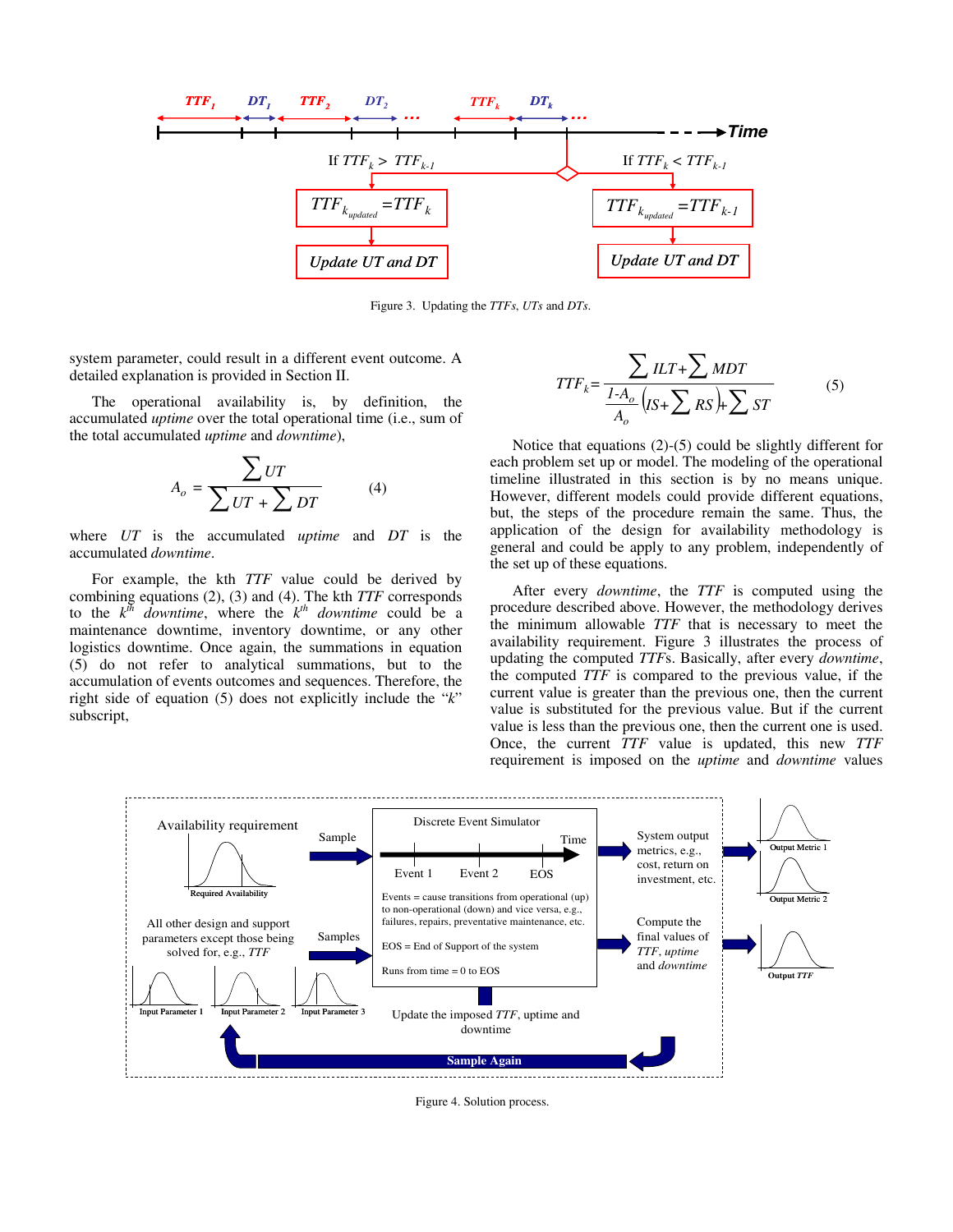Figure 3. Updating the *TTFs*, *UTs* and *DTs*.

system parameter, could result in a different event outcome. A detailed explanation is provided in Section II.

The operational availability is, by definition, the accumulated *uptime* over the total operational time (i.e., sum of the total accumulated *uptime* and *downtime*),

$$A_o = \frac{\sum UT}{\sum UT + \sum DT} \qquad (4)$$

where *UT* is the accumulated *uptime* and *DT* is the accumulated *downtime*.

For example, the kth *TTF* value could be derived by combining equations (2), (3) and (4). The kth *TTF* corresponds to the $k^{th}$ *downtime*, where the $k^{th}$ *downtime* could be a maintenance downtime, inventory downtime, or any other logistics downtime. Once again, the summations in equation (5) do not refer to analytical summations, but to the accumulation of events outcomes and sequences. Therefore, the right side of equation (5) does not explicitly include the "*k*" subscript,

$$TTF_k = \frac{\sum ILT + \sum MDT}{\frac{1-A_o}{A_o}\left(IS + \sum RS\right) + \sum ST} \qquad (5)$$

Notice that equations (2)-(5) could be slightly different for each problem set up or model. The modeling of the operational timeline illustrated in this section is by no means unique. However, different models could provide different equations, but, the steps of the procedure remain the same. Thus, the application of the design for availability methodology is general and could be apply to any problem, independently of the set up of these equations.

After every *downtime*, the *TTF* is computed using the procedure described above. However, the methodology derives the minimum allowable *TTF* that is necessary to meet the availability requirement. Figure 3 illustrates the process of updating the computed *TTF*s. Basically, after every *downtime*, the computed *TTF* is compared to the previous value, if the current value is greater than the previous one, then the current value is substituted for the previous value. But if the current value is less than the previous one, then the current one is used. Once, the current *TTF* value is updated, this new *TTF* requirement is imposed on the *uptime* and *downtime* values

Figure 4. Solution process.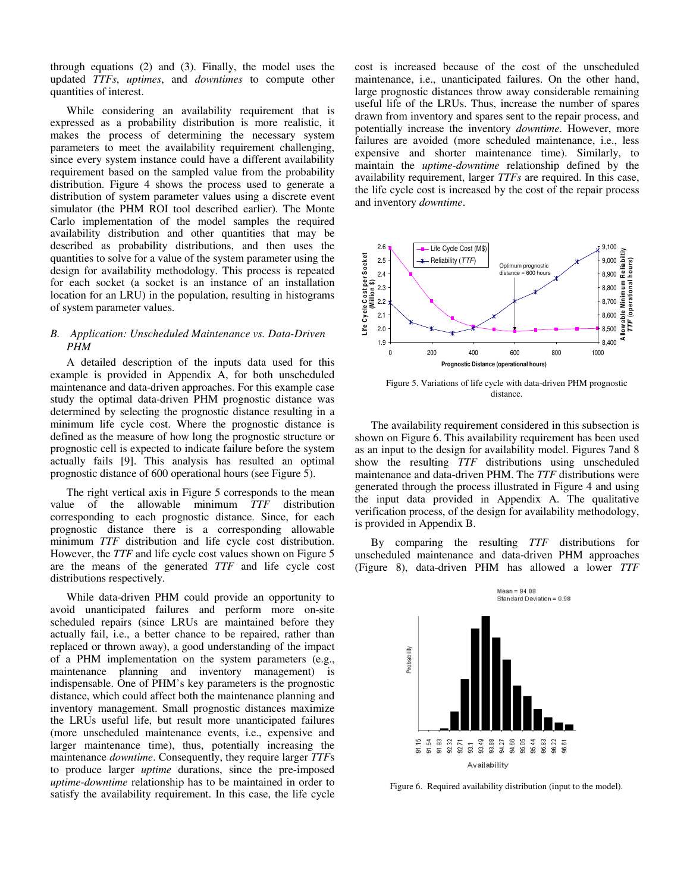through equations (2) and (3). Finally, the model uses the updated *TTFs*, *uptimes*, and *downtimes* to compute other quantities of interest.

While considering an availability requirement that is expressed as a probability distribution is more realistic, it makes the process of determining the necessary system parameters to meet the availability requirement challenging, since every system instance could have a different availability requirement based on the sampled value from the probability distribution. Figure 4 shows the process used to generate a distribution of system parameter values using a discrete event simulator (the PHM ROI tool described earlier). The Monte Carlo implementation of the model samples the required availability distribution and other quantities that may be described as probability distributions, and then uses the quantities to solve for a value of the system parameter using the design for availability methodology. This process is repeated for each socket (a socket is an instance of an installation location for an LRU) in the population, resulting in histograms of system parameter values.

### B. Application: Unscheduled Maintenance vs. Data-Driven PHM

A detailed description of the inputs data used for this example is provided in Appendix A, for both unscheduled maintenance and data-driven approaches. For this example case study the optimal data-driven PHM prognostic distance was determined by selecting the prognostic distance resulting in a minimum life cycle cost. Where the prognostic distance is defined as the measure of how long the prognostic structure or prognostic cell is expected to indicate failure before the system actually fails [9]. This analysis has resulted an optimal prognostic distance of 600 operational hours (see Figure 5).

The right vertical axis in Figure 5 corresponds to the mean value of the allowable minimum *TTF* distribution corresponding to each prognostic distance. Since, for each prognostic distance there is a corresponding allowable minimum *TTF* distribution and life cycle cost distribution. However, the *TTF* and life cycle cost values shown on Figure 5 are the means of the generated *TTF* and life cycle cost distributions respectively.

While data-driven PHM could provide an opportunity to avoid unanticipated failures and perform more on-site scheduled repairs (since LRUs are maintained before they actually fail, i.e., a better chance to be repaired, rather than replaced or thrown away), a good understanding of the impact of a PHM implementation on the system parameters (e.g., maintenance planning and inventory management) is indispensable. One of PHM's key parameters is the prognostic distance, which could affect both the maintenance planning and inventory management. Small prognostic distances maximize the LRUs useful life, but result more unanticipated failures (more unscheduled maintenance events, i.e., expensive and larger maintenance time), thus, potentially increasing the maintenance *downtime*. Consequently, they require larger *TTF*s to produce larger *uptime* durations, since the pre-imposed *uptime-downtime* relationship has to be maintained in order to satisfy the availability requirement. In this case, the life cycle cost is increased because of the cost of the unscheduled maintenance, i.e., unanticipated failures. On the other hand, large prognostic distances throw away considerable remaining useful life of the LRUs. Thus, increase the number of spares drawn from inventory and spares sent to the repair process, and potentially increase the inventory *downtime*. However, more failures are avoided (more scheduled maintenance, i.e., less expensive and shorter maintenance time). Similarly, to maintain the *uptime-downtime* relationship defined by the availability requirement, larger *TTFs* are required. In this case, the life cycle cost is increased by the cost of the repair process and inventory *downtime*.

Figure 5. Variations of life cycle with data-driven PHM prognostic distance.

The availability requirement considered in this subsection is shown on Figure 6. This availability requirement has been used as an input to the design for availability model. Figures 7and 8 show the resulting *TTF* distributions using unscheduled maintenance and data-driven PHM. The *TTF* distributions were generated through the process illustrated in Figure 4 and using the input data provided in Appendix A. The qualitative verification process, of the design for availability methodology, is provided in Appendix B.

By comparing the resulting *TTF* distributions for unscheduled maintenance and data-driven PHM approaches (Figure 8), data-driven PHM has allowed a lower *TTF*

Figure 6. Required availability distribution (input to the model).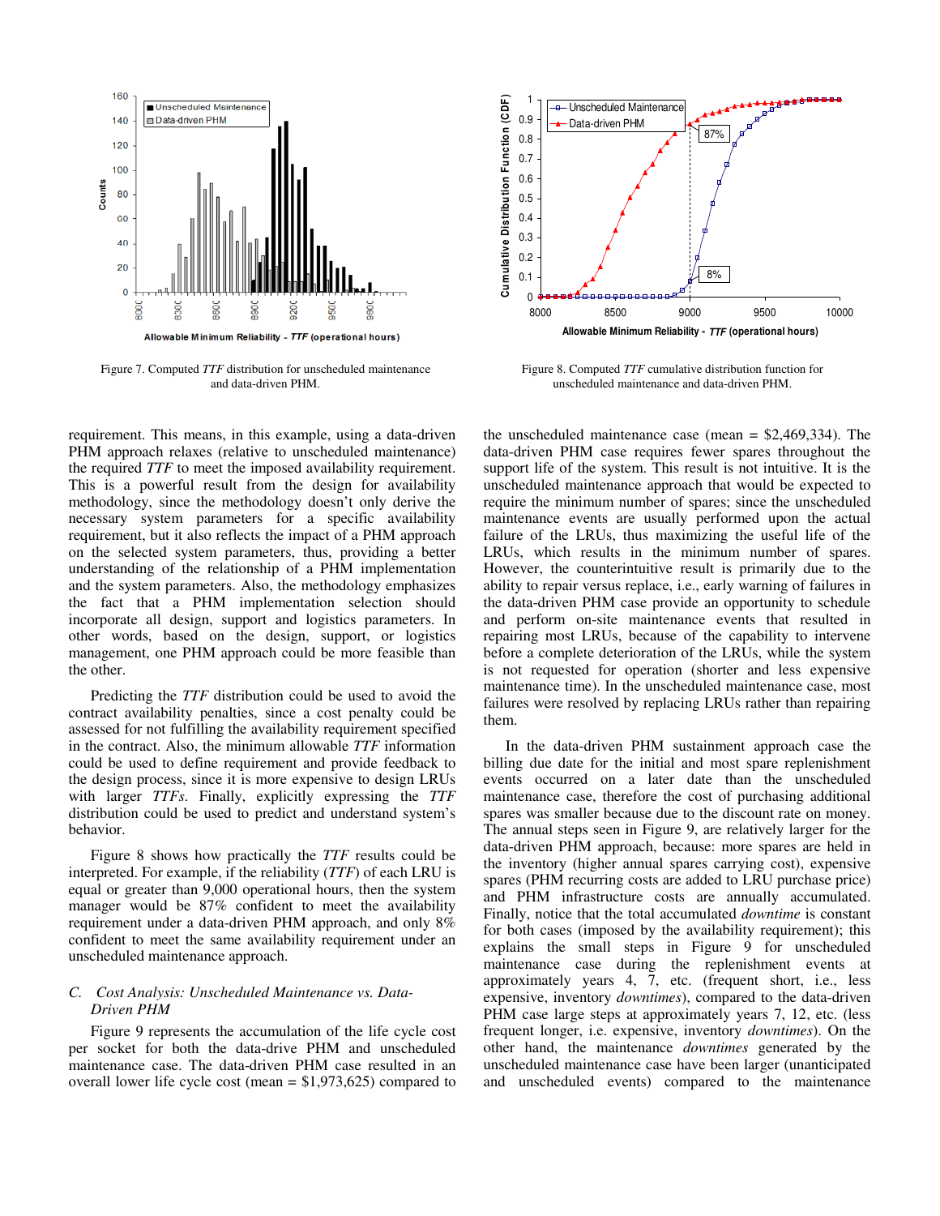160
140
120
100
80
60
40
20
0

Counts

Unscheduled Maintenance
Data-driven PHM

8000
8300
8600
8900
9200
9500
9800

Allowable Minimum Reliability - *TTF* (operational hours)

Figure 7. Computed *TTF* distribution for unscheduled maintenance and data-driven PHM.

Cumulative Distribution Function (CDF)

1
0.9
0.8
0.7
0.6
0.5
0.4
0.3
0.2
0.1
0

Unscheduled Maintenance
Data-driven PHM

87%
8%

8000
8500
9000
9500
10000

Allowable Minimum Reliability - *TTF* (operational hours)

Figure 8. Computed *TTF* cumulative distribution function for unscheduled maintenance and data-driven PHM.

requirement. This means, in this example, using a data-driven PHM approach relaxes (relative to unscheduled maintenance) the required *TTF* to meet the imposed availability requirement. This is a powerful result from the design for availability methodology, since the methodology doesn't only derive the necessary system parameters for a specific availability requirement, but it also reflects the impact of a PHM approach on the selected system parameters, thus, providing a better understanding of the relationship of a PHM implementation and the system parameters. Also, the methodology emphasizes the fact that a PHM implementation selection should incorporate all design, support and logistics parameters. In other words, based on the design, support, or logistics management, one PHM approach could be more feasible than the other.

Predicting the *TTF* distribution could be used to avoid the contract availability penalties, since a cost penalty could be assessed for not fulfilling the availability requirement specified in the contract. Also, the minimum allowable *TTF* information could be used to define requirement and provide feedback to the design process, since it is more expensive to design LRUs with larger *TTFs*. Finally, explicitly expressing the *TTF* distribution could be used to predict and understand system's behavior.

Figure 8 shows how practically the *TTF* results could be interpreted. For example, if the reliability (*TTF*) of each LRU is equal or greater than 9,000 operational hours, then the system manager would be 87% confident to meet the availability requirement under a data-driven PHM approach, and only 8% confident to meet the same availability requirement under an unscheduled maintenance approach.

### C. Cost Analysis: Unscheduled Maintenance vs. Data-Driven PHM

Figure 9 represents the accumulation of the life cycle cost per socket for both the data-drive PHM and unscheduled maintenance case. The data-driven PHM case resulted in an overall lower life cycle cost (mean = $1,973,625) compared to the unscheduled maintenance case (mean = $2,469,334). The data-driven PHM case requires fewer spares throughout the support life of the system. This result is not intuitive. It is the unscheduled maintenance approach that would be expected to require the minimum number of spares; since the unscheduled maintenance events are usually performed upon the actual failure of the LRUs, thus maximizing the useful life of the LRUs, which results in the minimum number of spares. However, the counterintuitive result is primarily due to the ability to repair versus replace, i.e., early warning of failures in the data-driven PHM case provide an opportunity to schedule and perform on-site maintenance events that resulted in repairing most LRUs, because of the capability to intervene before a complete deterioration of the LRUs, while the system is not requested for operation (shorter and less expensive maintenance time). In the unscheduled maintenance case, most failures were resolved by replacing LRUs rather than repairing them.

In the data-driven PHM sustainment approach case the billing due date for the initial and most spare replenishment events occurred on a later date than the unscheduled maintenance case, therefore the cost of purchasing additional spares was smaller because due to the discount rate on money. The annual steps seen in Figure 9, are relatively larger for the data-driven PHM approach, because: more spares are held in the inventory (higher annual spares carrying cost), expensive spares (PHM recurring costs are added to LRU purchase price) and PHM infrastructure costs are annually accumulated. Finally, notice that the total accumulated *downtime* is constant for both cases (imposed by the availability requirement); this explains the small steps in Figure 9 for unscheduled maintenance case during the replenishment events at approximately years 4, 7, etc. (frequent short, i.e., less expensive, inventory *downtimes*), compared to the data-driven PHM case large steps at approximately years 7, 12, etc. (less frequent longer, i.e. expensive, inventory *downtimes*). On the other hand, the maintenance *downtimes* generated by the unscheduled maintenance case have been larger (unanticipated and unscheduled events) compared to the maintenance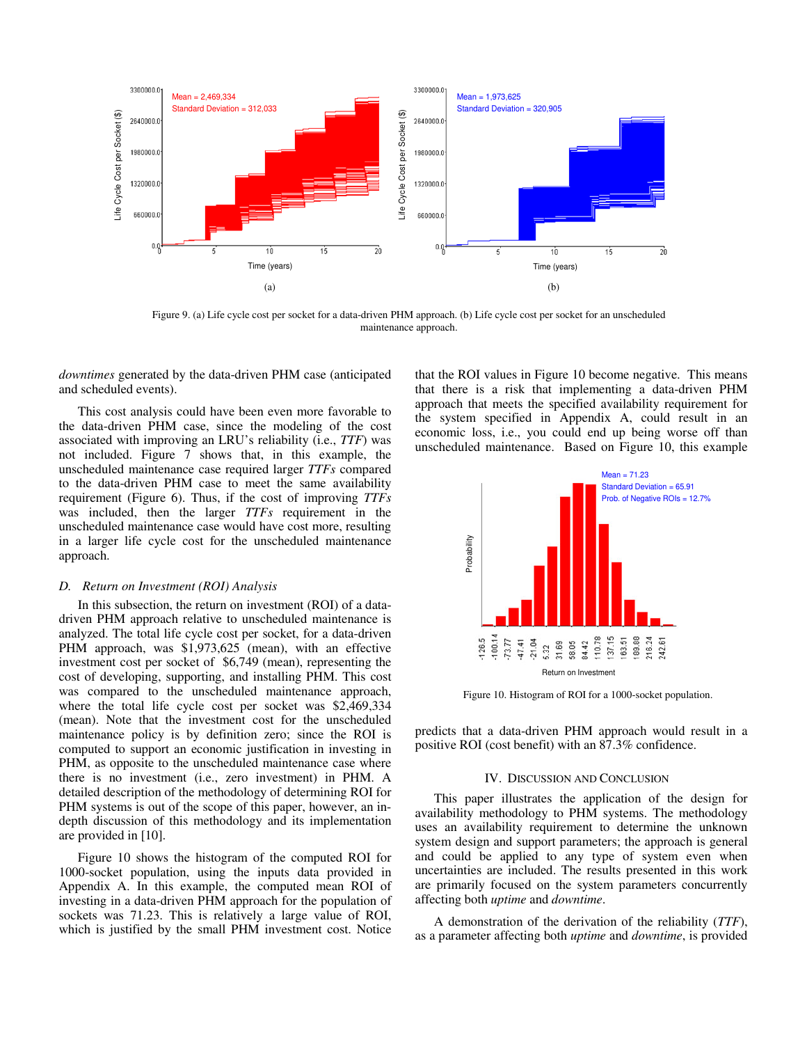Figure 9. (a) Life cycle cost per socket for a data-driven PHM approach. (b) Life cycle cost per socket for an unscheduled maintenance approach.

*downtimes* generated by the data-driven PHM case (anticipated and scheduled events).

This cost analysis could have been even more favorable to the data-driven PHM case, since the modeling of the cost associated with improving an LRU's reliability (i.e., *TTF*) was not included. Figure 7 shows that, in this example, the unscheduled maintenance case required larger *TTFs* compared to the data-driven PHM case to meet the same availability requirement (Figure 6). Thus, if the cost of improving *TTFs* was included, then the larger *TTFs* requirement in the unscheduled maintenance case would have cost more, resulting in a larger life cycle cost for the unscheduled maintenance approach.

### D. *Return on Investment (ROI) Analysis*

In this subsection, the return on investment (ROI) of a data-driven PHM approach relative to unscheduled maintenance is analyzed. The total life cycle cost per socket, for a data-driven PHM approach, was $1,973,625 (mean), with an effective investment cost per socket of $6,749 (mean), representing the cost of developing, supporting, and installing PHM. This cost was compared to the unscheduled maintenance approach, where the total life cycle cost per socket was $2,469,334 (mean). Note that the investment cost for the unscheduled maintenance policy is by definition zero; since the ROI is computed to support an economic justification in investing in PHM, as opposite to the unscheduled maintenance case where there is no investment (i.e., zero investment) in PHM. A detailed description of the methodology of determining ROI for PHM systems is out of the scope of this paper, however, an in-depth discussion of this methodology and its implementation are provided in [10].

Figure 10 shows the histogram of the computed ROI for 1000-socket population, using the inputs data provided in Appendix A. In this example, the computed mean ROI of investing in a data-driven PHM approach for the population of sockets was 71.23. This is relatively a large value of ROI, which is justified by the small PHM investment cost. Notice that the ROI values in Figure 10 become negative. This means that there is a risk that implementing a data-driven PHM approach that meets the specified availability requirement for the system specified in Appendix A, could result in an economic loss, i.e., you could end up being worse off than unscheduled maintenance. Based on Figure 10, this example predicts that a data-driven PHM approach would result in a positive ROI (cost benefit) with an 87.3% confidence.

Figure 10. Histogram of ROI for a 1000-socket population.

## IV. Discussion and Conclusion

This paper illustrates the application of the design for availability methodology to PHM systems. The methodology uses an availability requirement to determine the unknown system design and support parameters; the approach is general and could be applied to any type of system even when uncertainties are included. The results presented in this work are primarily focused on the system parameters concurrently affecting both *uptime* and *downtime*.

A demonstration of the derivation of the reliability (*TTF*), as a parameter affecting both *uptime* and *downtime*, is provided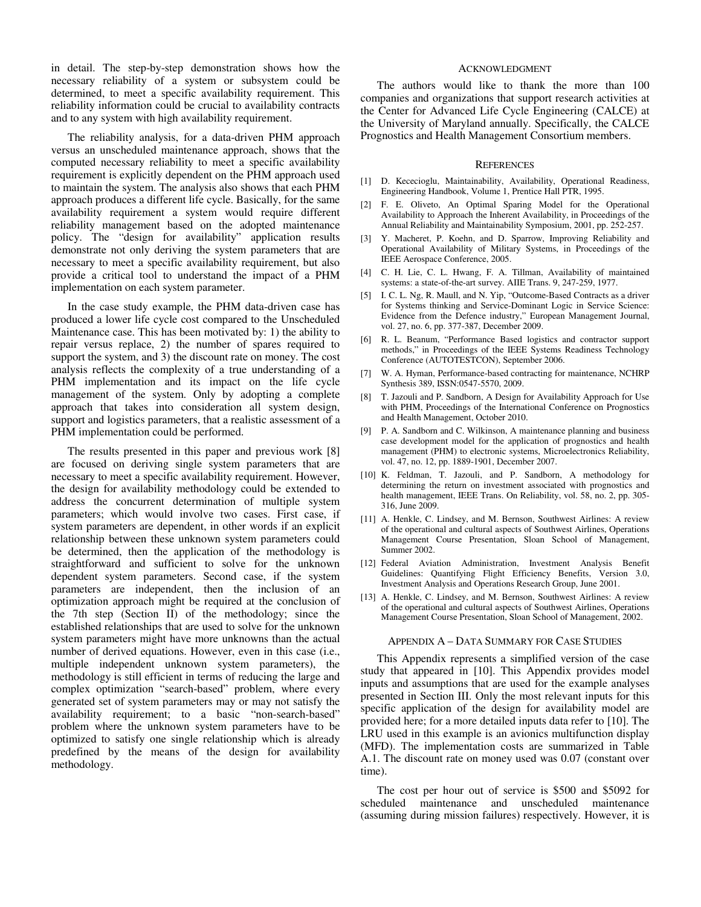in detail. The step-by-step demonstration shows how the necessary reliability of a system or subsystem could be determined, to meet a specific availability requirement. This reliability information could be crucial to availability contracts and to any system with high availability requirement.

The reliability analysis, for a data-driven PHM approach versus an unscheduled maintenance approach, shows that the computed necessary reliability to meet a specific availability requirement is explicitly dependent on the PHM approach used to maintain the system. The analysis also shows that each PHM approach produces a different life cycle. Basically, for the same availability requirement a system would require different reliability management based on the adopted maintenance policy. The "design for availability" application results demonstrate not only deriving the system parameters that are necessary to meet a specific availability requirement, but also provide a critical tool to understand the impact of a PHM implementation on each system parameter.

In the case study example, the PHM data-driven case has produced a lower life cycle cost compared to the Unscheduled Maintenance case. This has been motivated by: 1) the ability to repair versus replace, 2) the number of spares required to support the system, and 3) the discount rate on money. The cost analysis reflects the complexity of a true understanding of a PHM implementation and its impact on the life cycle management of the system. Only by adopting a complete approach that takes into consideration all system design, support and logistics parameters, that a realistic assessment of a PHM implementation could be performed.

The results presented in this paper and previous work [8] are focused on deriving single system parameters that are necessary to meet a specific availability requirement. However, the design for availability methodology could be extended to address the concurrent determination of multiple system parameters; which would involve two cases. First case, if system parameters are dependent, in other words if an explicit relationship between these unknown system parameters could be determined, then the application of the methodology is straightforward and sufficient to solve for the unknown dependent system parameters. Second case, if the system parameters are independent, then the inclusion of an optimization approach might be required at the conclusion of the 7th step (Section II) of the methodology; since the established relationships that are used to solve for the unknown system parameters might have more unknowns than the actual number of derived equations. However, even in this case (i.e., multiple independent unknown system parameters), the methodology is still efficient in terms of reducing the large and complex optimization "search-based" problem, where every generated set of system parameters may or may not satisfy the availability requirement; to a basic "non-search-based" problem where the unknown system parameters have to be optimized to satisfy one single relationship which is already predefined by the means of the design for availability methodology.

## Acknowledgment

The authors would like to thank the more than 100 companies and organizations that support research activities at the Center for Advanced Life Cycle Engineering (CALCE) at the University of Maryland annually. Specifically, the CALCE Prognostics and Health Management Consortium members.

## References

[1] D. Kececioglu, Maintainability, Availability, Operational Readiness, Engineering Handbook, Volume 1, Prentice Hall PTR, 1995.

[2] F. E. Oliveto, An Optimal Sparing Model for the Operational Availability to Approach the Inherent Availability, in Proceedings of the Annual Reliability and Maintainability Symposium, 2001, pp. 252-257.

[3] Y. Macheret, P. Koehn, and D. Sparrow, Improving Reliability and Operational Availability of Military Systems, in Proceedings of the IEEE Aerospace Conference, 2005.

[4] C. H. Lie, C. L. Hwang, F. A. Tillman, Availability of maintained systems: a state-of-the-art survey. AIIE Trans. 9, 247-259, 1977.

[5] I. C. L. Ng, R. Maull, and N. Yip, "Outcome-Based Contracts as a driver for Systems thinking and Service-Dominant Logic in Service Science: Evidence from the Defence industry," European Management Journal, vol. 27, no. 6, pp. 377-387, December 2009.

[6] R. L. Beanum, "Performance Based logistics and contractor support methods," in Proceedings of the IEEE Systems Readiness Technology Conference (AUTOTESTCON), September 2006.

[7] W. A. Hyman, Performance-based contracting for maintenance, NCHRP Synthesis 389, ISSN:0547-5570, 2009.

[8] T. Jazouli and P. Sandborn, A Design for Availability Approach for Use with PHM, Proceedings of the International Conference on Prognostics and Health Management, October 2010.

[9] P. A. Sandborn and C. Wilkinson, A maintenance planning and business case development model for the application of prognostics and health management (PHM) to electronic systems, Microelectronics Reliability, vol. 47, no. 12, pp. 1889-1901, December 2007.

[10] K. Feldman, T. Jazouli, and P. Sandborn, A methodology for determining the return on investment associated with prognostics and health management, IEEE Trans. On Reliability, vol. 58, no. 2, pp. 305-316, June 2009.

[11] A. Henkle, C. Lindsey, and M. Bernson, Southwest Airlines: A review of the operational and cultural aspects of Southwest Airlines, Operations Management Course Presentation, Sloan School of Management, Summer 2002.

[12] Federal Aviation Administration, Investment Analysis Benefit Guidelines: Quantifying Flight Efficiency Benefits, Version 3.0, Investment Analysis and Operations Research Group, June 2001.

[13] A. Henkle, C. Lindsey, and M. Bernson, Southwest Airlines: A review of the operational and cultural aspects of Southwest Airlines, Operations Management Course Presentation, Sloan School of Management, 2002.

## Appendix A – Data Summary for Case Studies

This Appendix represents a simplified version of the case study that appeared in [10]. This Appendix provides model inputs and assumptions that are used for the example analyses presented in Section III. Only the most relevant inputs for this specific application of the design for availability model are provided here; for a more detailed inputs data refer to [10]. The LRU used in this example is an avionics multifunction display (MFD). The implementation costs are summarized in Table A.1. The discount rate on money used was 0.07 (constant over time).

The cost per hour out of service is \$500 and \$5092 for scheduled maintenance and unscheduled maintenance (assuming during mission failures) respectively. However, it is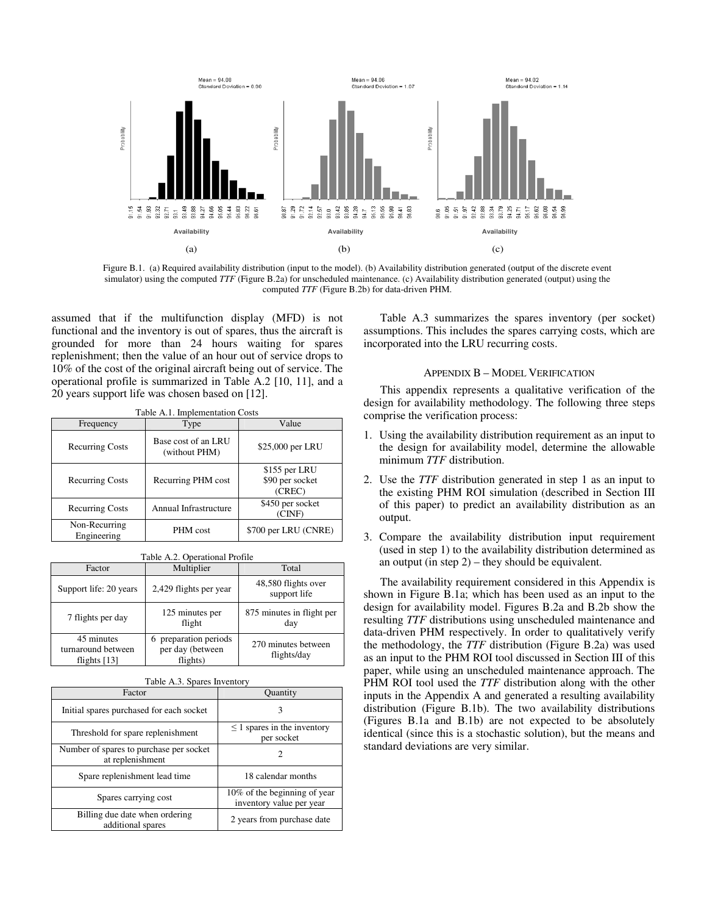Figure B.1. (a) Required availability distribution (input to the model). (b) Availability distribution generated (output of the discrete event simulator) using the computed *TTF* (Figure B.2a) for unscheduled maintenance. (c) Availability distribution generated (output) using the computed *TTF* (Figure B.2b) for data-driven PHM.

assumed that if the multifunction display (MFD) is not functional and the inventory is out of spares, thus the aircraft is grounded for more than 24 hours waiting for spares replenishment; then the value of an hour out of service drops to 10% of the cost of the original aircraft being out of service. The operational profile is summarized in Table A.2 [10, 11], and a 20 years support life was chosen based on [12].

Table A.1. Implementation Costs

| Frequency | Type | Value |
|---|---|---|
| Recurring Costs | Base cost of an LRU (without PHM) | $25,000 per LRU |
| Recurring Costs | Recurring PHM cost | $155 per LRU<br>$90 per socket (CREC) |
| Recurring Costs | Annual Infrastructure | $450 per socket (CINF) |
| Non-Recurring Engineering | PHM cost | $700 per LRU (CNRE) |

Table A.2. Operational Profile

| Factor | Multiplier | Total |
|---|---|---|
| Support life: 20 years | 2,429 flights per year | 48,580 flights over support life |
| 7 flights per day | 125 minutes per flight | 875 minutes in flight per day |
| 45 minutes turnaround between flights [13] | 6 preparation periods per day (between flights) | 270 minutes between flights/day |

Table A.3. Spares Inventory

| Factor | Quantity |
|---|---|
| Initial spares purchased for each socket | 3 |
| Threshold for spare replenishment | ≤ 1 spares in the inventory per socket |
| Number of spares to purchase per socket at replenishment | 2 |
| Spare replenishment lead time | 18 calendar months |
| Spares carrying cost | 10% of the beginning of year inventory value per year |
| Billing due date when ordering additional spares | 2 years from purchase date |

Table A.3 summarizes the spares inventory (per socket) assumptions. This includes the spares carrying costs, which are incorporated into the LRU recurring costs.

## Appendix B – Model Verification

This appendix represents a qualitative verification of the design for availability methodology. The following three steps comprise the verification process:

1. Using the availability distribution requirement as an input to the design for availability model, determine the allowable minimum *TTF* distribution.
2. Use the *TTF* distribution generated in step 1 as an input to the existing PHM ROI simulation (described in Section III of this paper) to predict an availability distribution as an output.
3. Compare the availability distribution input requirement (used in step 1) to the availability distribution determined as an output (in step 2) – they should be equivalent.

The availability requirement considered in this Appendix is shown in Figure B.1a; which has been used as an input to the design for availability model. Figures B.2a and B.2b show the resulting *TTF* distributions using unscheduled maintenance and data-driven PHM respectively. In order to qualitatively verify the methodology, the *TTF* distribution (Figure B.2a) was used as an input to the PHM ROI tool discussed in Section III of this paper, while using an unscheduled maintenance approach. The PHM ROI tool used the *TTF* distribution along with the other inputs in the Appendix A and generated a resulting availability distribution (Figure B.1b). The two availability distributions (Figures B.1a and B.1b) are not expected to be absolutely identical (since this is a stochastic solution), but the means and standard deviations are very similar.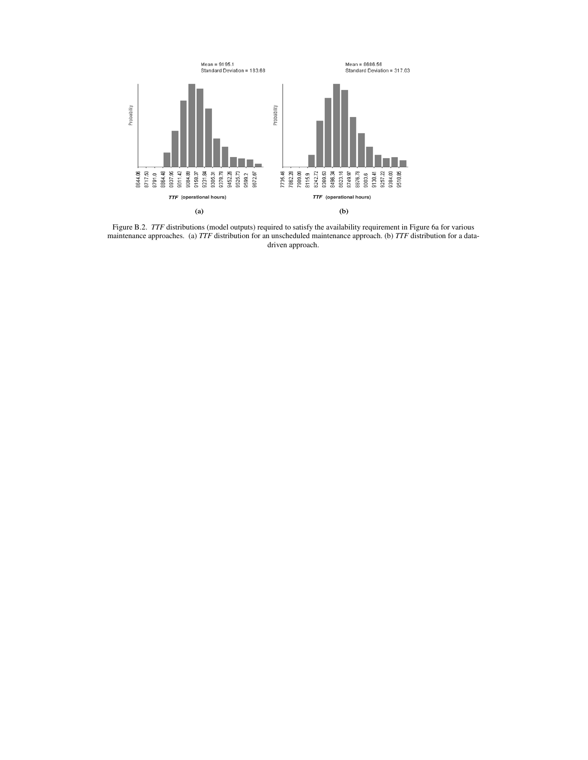Mean = 9195.1
Standard Deviation = 183.68

Probability

8644.06
8717.53
8791.0
8864.48
8937.95
9011.42
9084.89
9158.37
9231.84
9305.31
9378.78
9452.26
9525.73
9599.2
9672.67

*TTF* (operational hours)

**(a)**

Mean = 8686.56
Standard Deviation = 317.03

Probability

7735.46
7862.28
7989.09
8115.9
8242.72
8369.53
8496.34
8623.16
8749.97
8876.78
9003.6
9130.41
9257.22
9384.03
9510.85

*TTF* (operational hours)

**(b)**

Figure B.2. *TTF* distributions (model outputs) required to satisfy the availability requirement in Figure 6a for various maintenance approaches. (a) *TTF* distribution for an unscheduled maintenance approach. (b) *TTF* distribution for a data-driven approach.